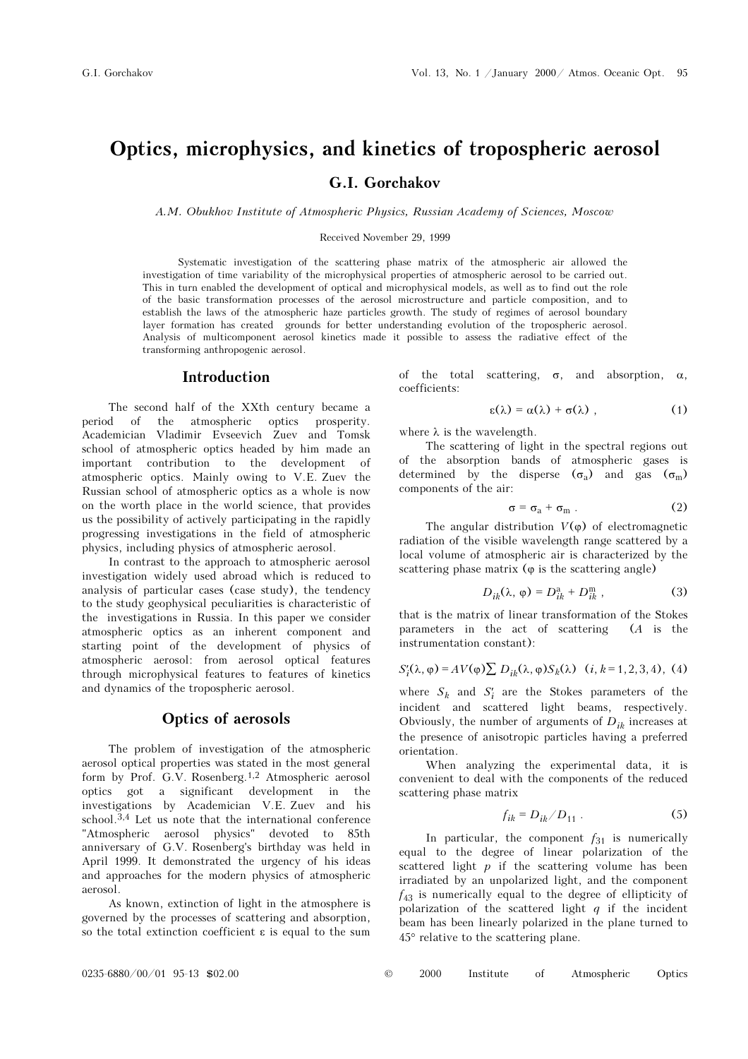# Optics, microphysics, and kinetics of tropospheric aerosol

## G.I. Gorchakov

*A.M. Obukhov Institute of Atmospheric Physics, Russian Academy of Sciences, Moscow*

Received November 29, 1999

Systematic investigation of the scattering phase matrix of the atmospheric air allowed the investigation of time variability of the microphysical properties of atmospheric aerosol to be carried out. This in turn enabled the development of optical and microphysical models, as well as to find out the role of the basic transformation processes of the aerosol microstructure and particle composition, and to establish the laws of the atmospheric haze particles growth. The study of regimes of aerosol boundary layer formation has created grounds for better understanding evolution of the tropospheric aerosol. Analysis of multicomponent aerosol kinetics made it possible to assess the radiative effect of the transforming anthropogenic aerosol.

## Introduction

The second half of the XXth century became a period of the atmospheric optics prosperity. Academician Vladimir Evseevich Zuev and Tomsk school of atmospheric optics headed by him made an important contribution to the development of atmospheric optics. Mainly owing to V.E. Zuev the Russian school of atmospheric optics as a whole is now on the worth place in the world science, that provides us the possibility of actively participating in the rapidly progressing investigations in the field of atmospheric physics, including physics of atmospheric aerosol.

In contrast to the approach to atmospheric aerosol investigation widely used abroad which is reduced to analysis of particular cases (case study), the tendency to the study geophysical peculiarities is characteristic of the investigations in Russia. In this paper we consider atmospheric optics as an inherent component and starting point of the development of physics of atmospheric aerosol: from aerosol optical features through microphysical features to features of kinetics and dynamics of the tropospheric aerosol.

## Optics of aerosols

The problem of investigation of the atmospheric aerosol optical properties was stated in the most general form by Prof. G.V. Rosenberg.[1,2] Atmospheric aerosol optics got a significant development in the investigations by Academician V.E. Zuev and his school.[3,4] Let us note that the international conference "Atmospheric aerosol physics" devoted to 85th anniversary of G.V. Rosenberg's birthday was held in April 1999. It demonstrated the urgency of his ideas and approaches for the modern physics of atmospheric aerosol.

As known, extinction of light in the atmosphere is governed by the processes of scattering and absorption, so the total extinction coefficient $\varepsilon$ is equal to the sum of the total scattering, $\sigma$, and absorption, $\alpha$, coefficients:

$$\varepsilon(\lambda) = \alpha(\lambda) + \sigma(\lambda) \ , \qquad (1)$$

where $\lambda$ is the wavelength.

The scattering of light in the spectral regions out of the absorption bands of atmospheric gases is determined by the disperse ($\sigma_a$) and gas ($\sigma_m$) components of the air:

$$\sigma = \sigma_a + \sigma_m \ . \qquad (2)$$

The angular distribution $V(\varphi)$ of electromagnetic radiation of the visible wavelength range scattered by a local volume of atmospheric air is characterized by the scattering phase matrix ($\varphi$ is the scattering angle)

$$D_{ik}(\lambda, \varphi) = D_{ik}^{a} + D_{ik}^{m} \ , \qquad (3)$$

that is the matrix of linear transformation of the Stokes parameters in the act of scattering ($A$ is the instrumentation constant):

$$S_i'(\lambda, \varphi) = AV(\varphi) \sum D_{ik}(\lambda, \varphi) S_k(\lambda) \quad (i, k = 1, 2, 3, 4), \qquad (4)$$

where $S_k$ and $S_i'$ are the Stokes parameters of the incident and scattered light beams, respectively. Obviously, the number of arguments of $D_{ik}$ increases at the presence of anisotropic particles having a preferred orientation.

When analyzing the experimental data, it is convenient to deal with the components of the reduced scattering phase matrix

$$f_{ik} = D_{ik} / D_{11} \ . \qquad (5)$$

In particular, the component $f_{31}$ is numerically equal to the degree of linear polarization of the scattered light $p$ if the scattering volume has been irradiated by an unpolarized light, and the component $f_{43}$ is numerically equal to the degree of ellipticity of polarization of the scattered light $q$ if the incident beam has been linearly polarized in the plane turned to 45° relative to the scattering plane.

0235-6880/00/01 95-13 $02.00 © 2000 Institute of Atmospheric Optics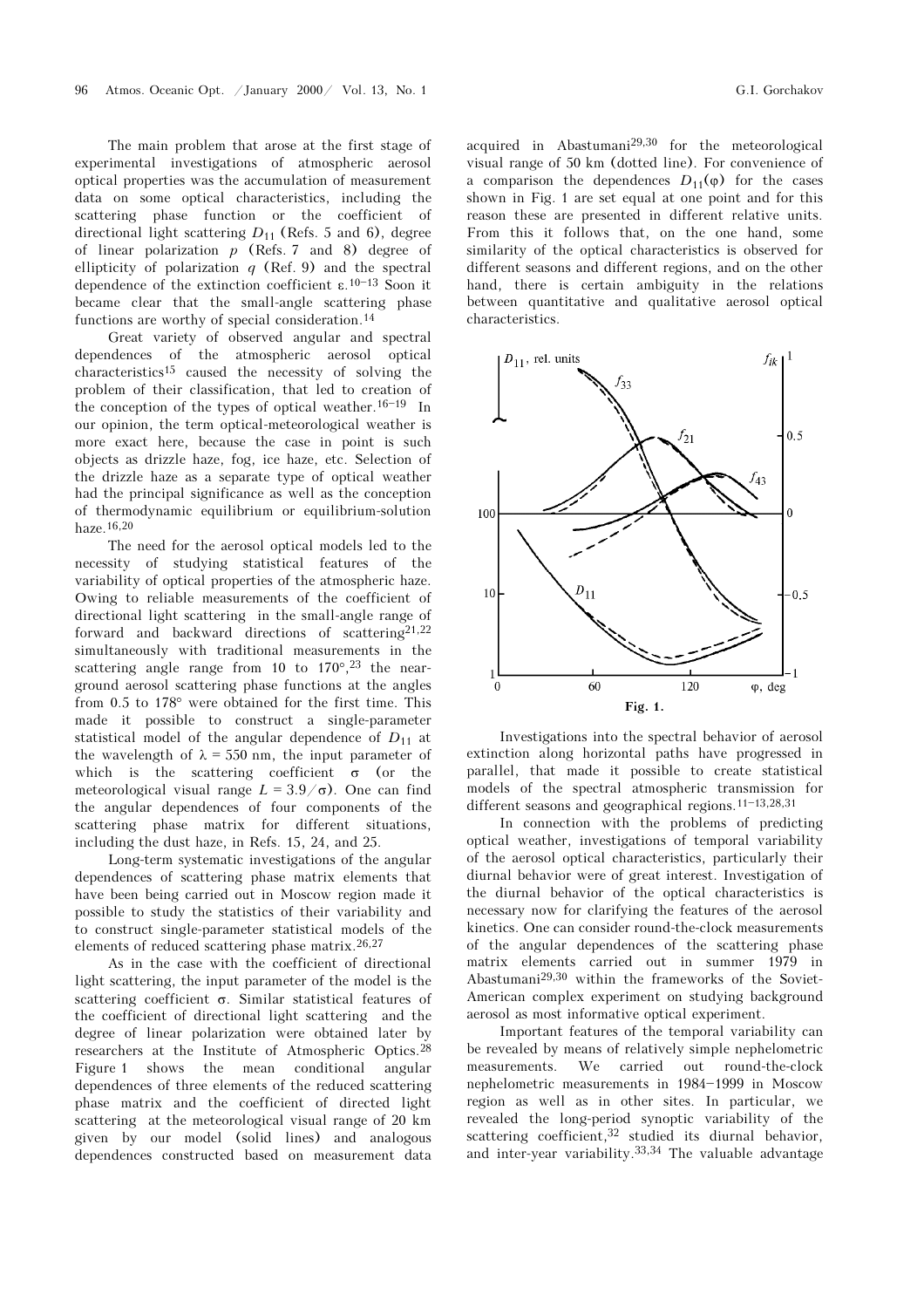The main problem that arose at the first stage of experimental investigations of atmospheric aerosol optical properties was the accumulation of measurement data on some optical characteristics, including the scattering phase function or the coefficient of directional light scattering $D_{11}$ (Refs. 5 and 6), degree of linear polarization $p$ (Refs. 7 and 8) degree of ellipticity of polarization $q$ (Ref. 9) and the spectral dependence of the extinction coefficient ε.[10–13] Soon it became clear that the small-angle scattering phase functions are worthy of special consideration.[14]

Great variety of observed angular and spectral dependences of the atmospheric aerosol optical characteristics[15] caused the necessity of solving the problem of their classification, that led to creation of the conception of the types of optical weather.[16–19] In our opinion, the term optical-meteorological weather is more exact here, because the case in point is such objects as drizzle haze, fog, ice haze, etc. Selection of the drizzle haze as a separate type of optical weather had the principal significance as well as the conception of thermodynamic equilibrium or equilibrium-solution haze.[16,20]

The need for the aerosol optical models led to the necessity of studying statistical features of the variability of optical properties of the atmospheric haze. Owing to reliable measurements of the coefficient of directional light scattering in the small-angle range of forward and backward directions of scattering[21,22] simultaneously with traditional measurements in the scattering angle range from 10 to 170°,[23] the near-ground aerosol scattering phase functions at the angles from 0.5 to 178° were obtained for the first time. This made it possible to construct a single-parameter statistical model of the angular dependence of $D_{11}$ at the wavelength of $\lambda = 550$ nm, the input parameter of which is the scattering coefficient $\sigma$ (or the meteorological visual range $L = 3.9/\sigma$). One can find the angular dependences of four components of the scattering phase matrix for different situations, including the dust haze, in Refs. 15, 24, and 25.

Long-term systematic investigations of the angular dependences of scattering phase matrix elements that have been being carried out in Moscow region made it possible to study the statistics of their variability and to construct single-parameter statistical models of the elements of reduced scattering phase matrix.[26,27]

As in the case with the coefficient of directional light scattering, the input parameter of the model is the scattering coefficient $\sigma$. Similar statistical features of the coefficient of directional light scattering and the degree of linear polarization were obtained later by researchers at the Institute of Atmospheric Optics.[28] Figure 1 shows the mean conditional angular dependences of three elements of the reduced scattering phase matrix and the coefficient of directed light scattering at the meteorological visual range of 20 km given by our model (solid lines) and analogous dependences constructed based on measurement data acquired in Abastumani[29,30] for the meteorological visual range of 50 km (dotted line). For convenience of a comparison the dependences $D_{11}(\varphi)$ for the cases shown in Fig. 1 are set equal at one point and for this reason these are presented in different relative units. From this it follows that, on the one hand, some similarity of the optical characteristics is observed for different seasons and different regions, and on the other hand, there is certain ambiguity in the relations between quantitative and qualitative aerosol optical characteristics.

**Fig. 1.**

Investigations into the spectral behavior of aerosol extinction along horizontal paths have progressed in parallel, that made it possible to create statistical models of the spectral atmospheric transmission for different seasons and geographical regions.[11–13,28,31]

In connection with the problems of predicting optical weather, investigations of temporal variability of the aerosol optical characteristics, particularly their diurnal behavior were of great interest. Investigation of the diurnal behavior of the optical characteristics is necessary now for clarifying the features of the aerosol kinetics. One can consider round-the-clock measurements of the angular dependences of the scattering phase matrix elements carried out in summer 1979 in Abastumani[29,30] within the frameworks of the Soviet-American complex experiment on studying background aerosol as most informative optical experiment.

Important features of the temporal variability can be revealed by means of relatively simple nephelometric measurements. We carried out round-the-clock nephelometric measurements in 1984–1999 in Moscow region as well as in other sites. In particular, we revealed the long-period synoptic variability of the scattering coefficient,[32] studied its diurnal behavior, and inter-year variability.[33,34] The valuable advantage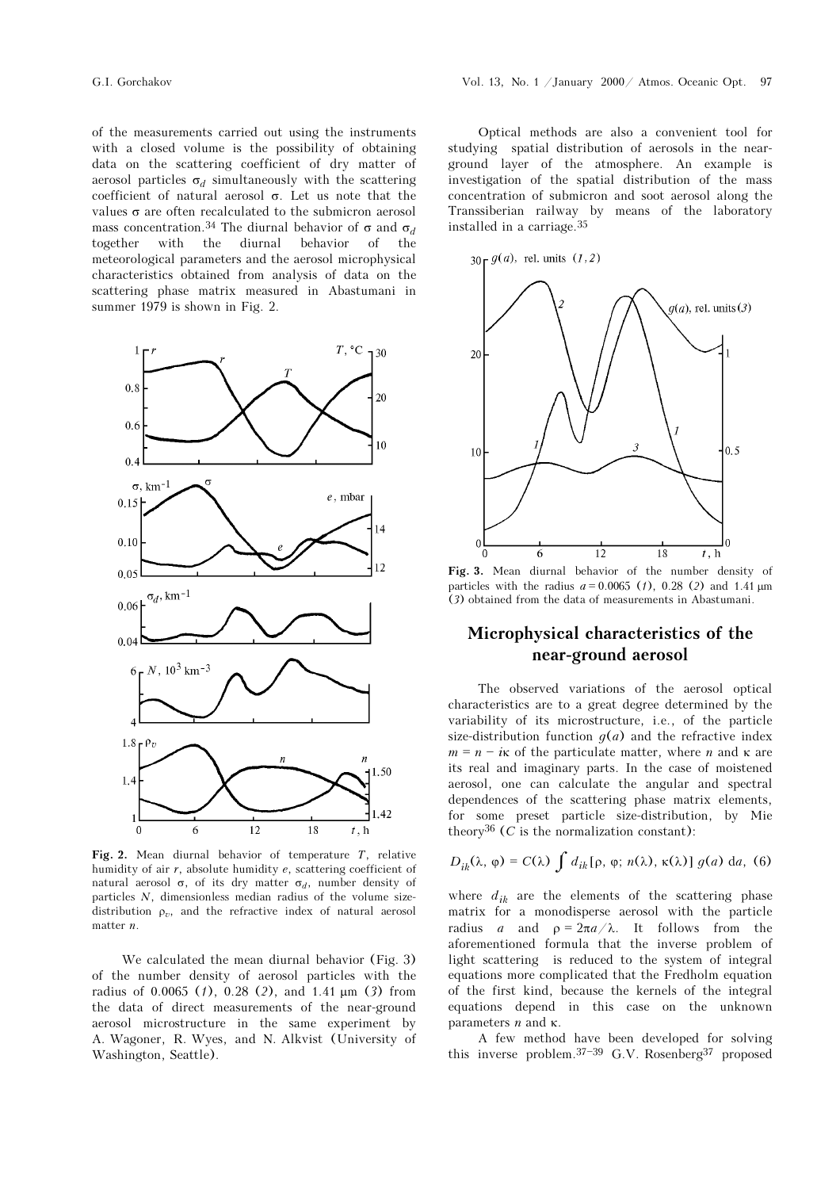of the measurements carried out using the instruments with a closed volume is the possibility of obtaining data on the scattering coefficient of dry matter of aerosol particles $\sigma_d$ simultaneously with the scattering coefficient of natural aerosol $\sigma$. Let us note that the values $\sigma$ are often recalculated to the submicron aerosol mass concentration.[34] The diurnal behavior of $\sigma$ and $\sigma_d$ together with the diurnal behavior of the meteorological parameters and the aerosol microphysical characteristics obtained from analysis of data on the scattering phase matrix measured in Abastumani in summer 1979 is shown in Fig. 2.

**Fig. 2.** Mean diurnal behavior of temperature $T$, relative humidity of air $r$, absolute humidity $e$, scattering coefficient of natural aerosol $\sigma$, of its dry matter $\sigma_d$, number density of particles $N$, dimensionless median radius of the volume size-distribution $\rho_v$, and the refractive index of natural aerosol matter $n$.

We calculated the mean diurnal behavior (Fig. 3) of the number density of aerosol particles with the radius of 0.0065 (*1*), 0.28 (*2*), and 1.41 μm (*3*) from the data of direct measurements of the near-ground aerosol microstructure in the same experiment by A. Wagoner, R. Wyes, and N. Alkvist (University of Washington, Seattle).

Optical methods are also a convenient tool for studying spatial distribution of aerosols in the near-ground layer of the atmosphere. An example is investigation of the spatial distribution of the mass concentration of submicron and soot aerosol along the Transsiberian railway by means of the laboratory installed in a carriage.[35]

**Fig. 3.** Mean diurnal behavior of the number density of particles with the radius $a = 0.0065$ (*1*), 0.28 (*2*) and 1.41 μm (*3*) obtained from the data of measurements in Abastumani.

## Microphysical characteristics of the near-ground aerosol

The observed variations of the aerosol optical characteristics are to a great degree determined by the variability of its microstructure, i.e., of the particle size-distribution function $g(a)$ and the refractive index $m = n - i\kappa$ of the particulate matter, where $n$ and $\kappa$ are its real and imaginary parts. In the case of moistened aerosol, one can calculate the angular and spectral dependences of the scattering phase matrix elements, for some preset particle size-distribution, by Mie theory[36] ($C$ is the normalization constant):

$$D_{ik}(\lambda, \varphi) = C(\lambda) \int d_{ik}[\rho, \varphi; n(\lambda), \kappa(\lambda)]\, g(a)\, da, \quad (6)$$

where $d_{ik}$ are the elements of the scattering phase matrix for a monodisperse aerosol with the particle radius $a$ and $\rho = 2\pi a/\lambda$. It follows from the aforementioned formula that the inverse problem of light scattering is reduced to the system of integral equations more complicated that the Fredholm equation of the first kind, because the kernels of the integral equations depend in this case on the unknown parameters $n$ and $\kappa$.

A few method have been developed for solving this inverse problem.[37–39] G.V. Rosenberg[37] proposed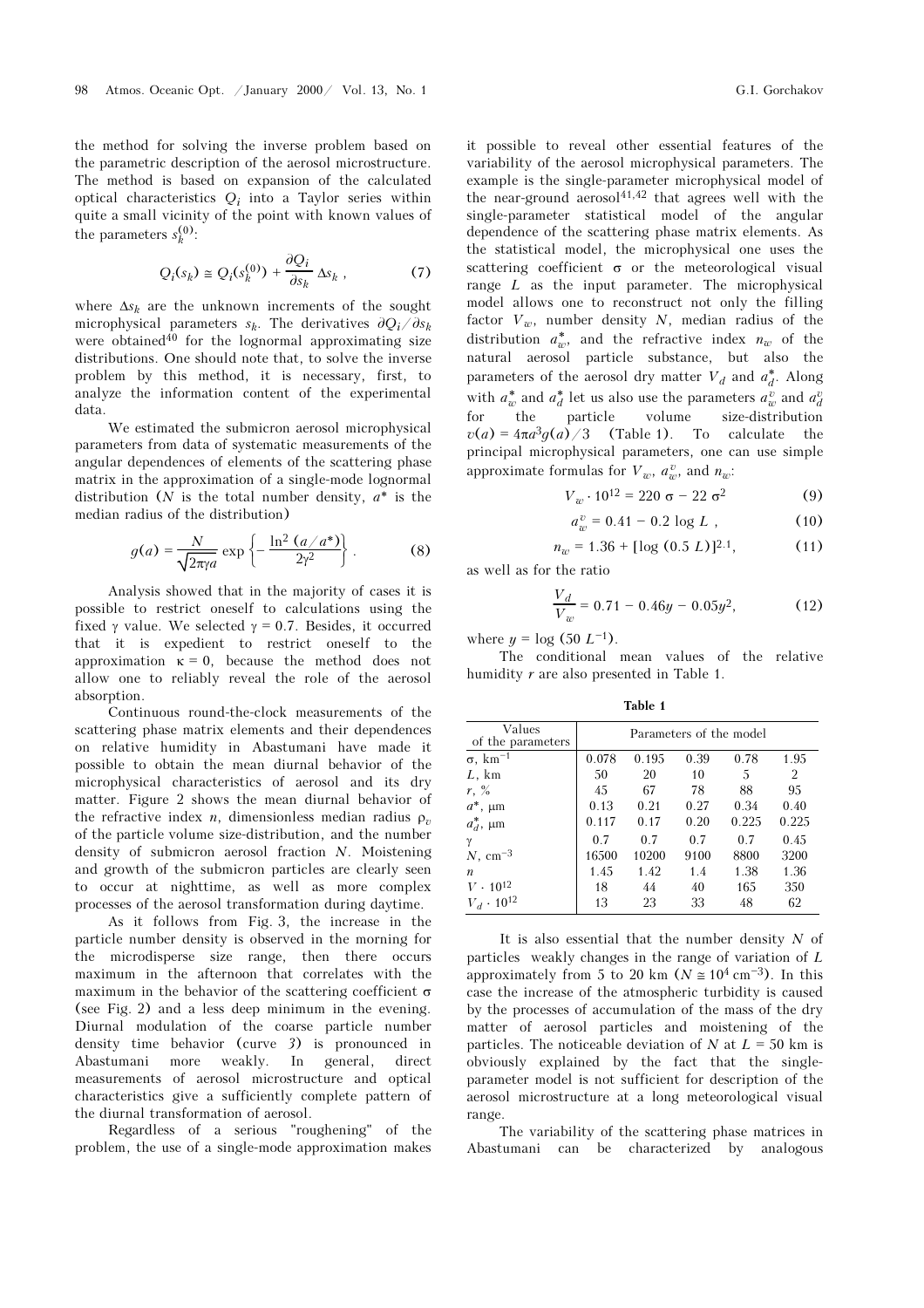the method for solving the inverse problem based on the parametric description of the aerosol microstructure. The method is based on expansion of the calculated optical characteristics $Q_i$ into a Taylor series within quite a small vicinity of the point with known values of the parameters $s_k^{(0)}$:

$$Q_i(s_k) \cong Q_i(s_k^{(0)}) + \frac{\partial Q_i}{\partial s_k} \Delta s_k , \qquad (7)$$

where $\Delta s_k$ are the unknown increments of the sought microphysical parameters $s_k$. The derivatives $\partial Q_i / \partial s_k$ were obtained[40] for the lognormal approximating size distributions. One should note that, to solve the inverse problem by this method, it is necessary, first, to analyze the information content of the experimental data.

We estimated the submicron aerosol microphysical parameters from data of systematic measurements of the angular dependences of elements of the scattering phase matrix in the approximation of a single-mode lognormal distribution ($N$ is the total number density, $a^*$ is the median radius of the distribution)

$$g(a) = \frac{N}{\sqrt{2\pi}\gamma a} \exp\left\{-\frac{\ln^2 (a/a^*)}{2\gamma^2}\right\} . \qquad (8)$$

Analysis showed that in the majority of cases it is possible to restrict oneself to calculations using the fixed $\gamma$ value. We selected $\gamma = 0.7$. Besides, it occurred that it is expedient to restrict oneself to the approximation $\kappa = 0$, because the method does not allow one to reliably reveal the role of the aerosol absorption.

Continuous round-the-clock measurements of the scattering phase matrix elements and their dependences on relative humidity in Abastumani have made it possible to obtain the mean diurnal behavior of the microphysical characteristics of aerosol and its dry matter. Figure 2 shows the mean diurnal behavior of the refractive index $n$, dimensionless median radius $\rho_v$ of the particle volume size-distribution, and the number density of submicron aerosol fraction $N$. Moistening and growth of the submicron particles are clearly seen to occur at nighttime, as well as more complex processes of the aerosol transformation during daytime.

As it follows from Fig. 3, the increase in the particle number density is observed in the morning for the microdisperse size range, then there occurs maximum in the afternoon that correlates with the maximum in the behavior of the scattering coefficient $\sigma$ (see Fig. 2) and a less deep minimum in the evening. Diurnal modulation of the coarse particle number density time behavior (curve *3*) is pronounced in Abastumani more weakly. In general, direct measurements of aerosol microstructure and optical characteristics give a sufficiently complete pattern of the diurnal transformation of aerosol.

Regardless of a serious "roughening" of the problem, the use of a single-mode approximation makes it possible to reveal other essential features of the variability of the aerosol microphysical parameters. The example is the single-parameter microphysical model of the near-ground aerosol[41,42] that agrees well with the single-parameter statistical model of the angular dependence of the scattering phase matrix elements. As the statistical model, the microphysical one uses the scattering coefficient $\sigma$ or the meteorological visual range $L$ as the input parameter. The microphysical model allows one to reconstruct not only the filling factor $V_w$, number density $N$, median radius of the distribution $a_w^*$, and the refractive index $n_w$ of the natural aerosol particle substance, but also the parameters of the aerosol dry matter $V_d$ and $a_d^*$. Along with $a_w^*$ and $a_d^*$ let us also use the parameters $a_w^v$ and $a_d^v$ for the particle volume size-distribution $v(a) = 4\pi a^3 g(a)/3$ (Table 1). To calculate the principal microphysical parameters, one can use simple approximate formulas for $V_w$, $a_w^v$, and $n_w$:

$$V_w \cdot 10^{12} = 220\ \sigma - 22\ \sigma^2 \qquad (9)$$

$$a_w^v = 0.41 - 0.2 \log L , \qquad (10)$$

$$n_w = 1.36 + [\log (0.5\ L)]^{2.1}, \qquad (11)$$

as well as for the ratio

$$\frac{V_d}{V_w} = 0.71 - 0.46y - 0.05y^2, \qquad (12)$$

where $y = \log (50\ L^{-1})$.

The conditional mean values of the relative humidity $r$ are also presented in Table 1.

**Table 1**

| Values of the parameters | Parameters of the model | | | | |
|---|---|---|---|---|---|
| $\sigma$, km$^{-1}$ | 0.078 | 0.195 | 0.39 | 0.78 | 1.95 |
| $L$, km | 50 | 20 | 10 | 5 | 2 |
| $r$, % | 45 | 67 | 78 | 88 | 95 |
| $a^*$, μm | 0.13 | 0.21 | 0.27 | 0.34 | 0.40 |
| $a_d^*$, μm | 0.117 | 0.17 | 0.20 | 0.225 | 0.225 |
| $\gamma$ | 0.7 | 0.7 | 0.7 | 0.7 | 0.45 |
| $N$, cm$^{-3}$ | 16500 | 10200 | 9100 | 8800 | 3200 |
| $n$ | 1.45 | 1.42 | 1.4 | 1.38 | 1.36 |
| $V \cdot 10^{12}$ | 18 | 44 | 40 | 165 | 350 |
| $V_d \cdot 10^{12}$ | 13 | 23 | 33 | 48 | 62 |

It is also essential that the number density $N$ of particles weakly changes in the range of variation of $L$ approximately from 5 to 20 km ($N \cong 10^4$ cm$^{-3}$). In this case the increase of the atmospheric turbidity is caused by the processes of accumulation of the mass of the dry matter of aerosol particles and moistening of the particles. The noticeable deviation of $N$ at $L = 50$ km is obviously explained by the fact that the single-parameter model is not sufficient for description of the aerosol microstructure at a long meteorological visual range.

The variability of the scattering phase matrices in Abastumani can be characterized by analogous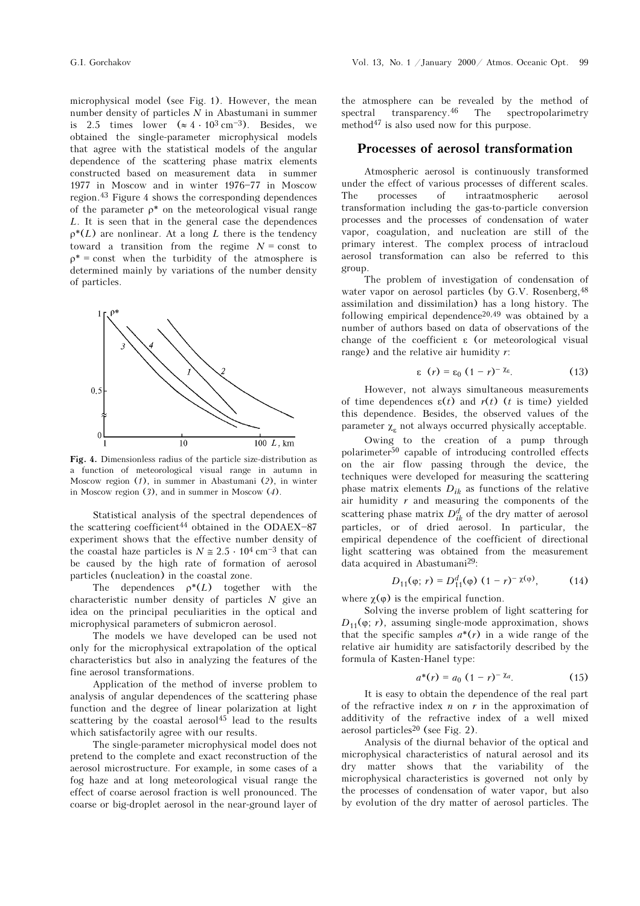microphysical model (see Fig. 1). However, the mean number density of particles $N$ in Abastumani in summer is 2.5 times lower ($\approx 4 \cdot 10^3$ cm$^{-3}$). Besides, we obtained the single-parameter microphysical models that agree with the statistical models of the angular dependence of the scattering phase matrix elements constructed based on measurement data in summer 1977 in Moscow and in winter 1976–77 in Moscow region.[43] Figure 4 shows the corresponding dependences of the parameter $\rho^*$ on the meteorological visual range $L$. It is seen that in the general case the dependences $\rho^*(L)$ are nonlinear. At a long $L$ there is the tendency toward a transition from the regime $N$ = const to $\rho^*$ = const when the turbidity of the atmosphere is determined mainly by variations of the number density of particles.

**Fig. 4.** Dimensionless radius of the particle size-distribution as a function of meteorological visual range in autumn in Moscow region (*1*), in summer in Abastumani (*2*), in winter in Moscow region (*3*), and in summer in Moscow (*4*).

Statistical analysis of the spectral dependences of the scattering coefficient[44] obtained in the ODAEX-87 experiment shows that the effective number density of the coastal haze particles is $N \cong 2.5 \cdot 10^4$ cm$^{-3}$ that can be caused by the high rate of formation of aerosol particles (nucleation) in the coastal zone.

The dependences $\rho^*(L)$ together with the characteristic number density of particles $N$ give an idea on the principal peculiarities in the optical and microphysical parameters of submicron aerosol.

The models we have developed can be used not only for the microphysical extrapolation of the optical characteristics but also in analyzing the features of the fine aerosol transformations.

Application of the method of inverse problem to analysis of angular dependences of the scattering phase function and the degree of linear polarization at light scattering by the coastal aerosol[45] lead to the results which satisfactorily agree with our results.

The single-parameter microphysical model does not pretend to the complete and exact reconstruction of the aerosol microstructure. For example, in some cases of a fog haze and at long meteorological visual range the effect of coarse aerosol fraction is well pronounced. The coarse or big-droplet aerosol in the near-ground layer of the atmosphere can be revealed by the method of spectral transparency.[46] The spectropolarimetry method[47] is also used now for this purpose.

## Processes of aerosol transformation

Atmospheric aerosol is continuously transformed under the effect of various processes of different scales. The processes of intraatmospheric aerosol transformation including the gas-to-particle conversion processes and the processes of condensation of water vapor, coagulation, and nucleation are still of the primary interest. The complex process of intracloud aerosol transformation can also be referred to this group.

The problem of investigation of condensation of water vapor on aerosol particles (by G.V. Rosenberg,[48] assimilation and dissimilation) has a long history. The following empirical dependence[20,49] was obtained by a number of authors based on data of observations of the change of the coefficient $\varepsilon$ (or meteorological visual range) and the relative air humidity $r$:

$$\varepsilon\ (r) = \varepsilon_0\ (1 - r)^{-\chi_\varepsilon}. \tag{13}$$

However, not always simultaneous measurements of time dependences $\varepsilon(t)$ and $r(t)$ ($t$ is time) yielded this dependence. Besides, the observed values of the parameter $\chi_\varepsilon$ not always occurred physically acceptable.

Owing to the creation of a pump through polarimeter[50] capable of introducing controlled effects on the air flow passing through the device, the techniques were developed for measuring the scattering phase matrix elements $D_{ik}$ as functions of the relative air humidity $r$ and measuring the components of the scattering phase matrix $D_{ik}^d$ of the dry matter of aerosol particles, or of dried aerosol. In particular, the empirical dependence of the coefficient of directional light scattering was obtained from the measurement data acquired in Abastumani[29]:

$$D_{11}(\varphi;\ r) = D_{11}^d(\varphi)\ (1 - r)^{-\chi(\varphi)}, \tag{14}$$

where $\chi(\varphi)$ is the empirical function.

Solving the inverse problem of light scattering for $D_{11}(\varphi;\ r)$, assuming single-mode approximation, shows that the specific samples $a^*(r)$ in a wide range of the relative air humidity are satisfactorily described by the formula of Kasten-Hanel type:

$$a^*(r) = a_0\ (1 - r)^{-\chi_a}. \tag{15}$$

It is easy to obtain the dependence of the real part of the refractive index $n$ on $r$ in the approximation of additivity of the refractive index of a well mixed aerosol particles[20] (see Fig. 2).

Analysis of the diurnal behavior of the optical and microphysical characteristics of natural aerosol and its dry matter shows that the variability of the microphysical characteristics is governed not only by the processes of condensation of water vapor, but also by evolution of the dry matter of aerosol particles. The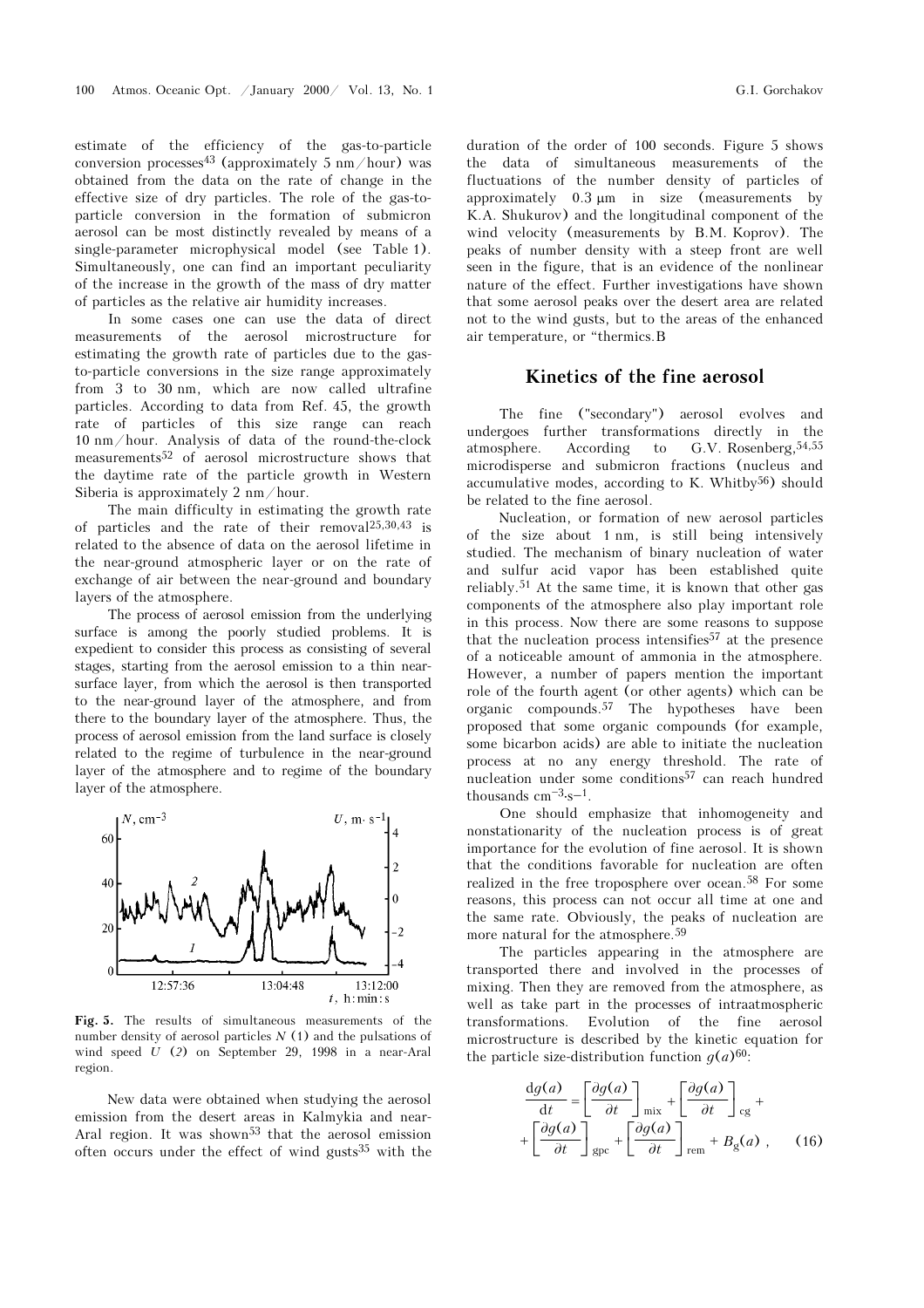estimate of the efficiency of the gas-to-particle conversion processes[43] (approximately 5 nm/hour) was obtained from the data on the rate of change in the effective size of dry particles. The role of the gas-to-particle conversion in the formation of submicron aerosol can be most distinctly revealed by means of a single-parameter microphysical model (see Table 1). Simultaneously, one can find an important peculiarity of the increase in the growth of the mass of dry matter of particles as the relative air humidity increases.

In some cases one can use the data of direct measurements of the aerosol microstructure for estimating the growth rate of particles due to the gas-to-particle conversions in the size range approximately from 3 to 30 nm, which are now called ultrafine particles. According to data from Ref. 45, the growth rate of particles of this size range can reach 10 nm/hour. Analysis of data of the round-the-clock measurements[52] of aerosol microstructure shows that the daytime rate of the particle growth in Western Siberia is approximately 2 nm/hour.

The main difficulty in estimating the growth rate of particles and the rate of their removal[25,30,43] is related to the absence of data on the aerosol lifetime in the near-ground atmospheric layer or on the rate of exchange of air between the near-ground and boundary layers of the atmosphere.

The process of aerosol emission from the underlying surface is among the poorly studied problems. It is expedient to consider this process as consisting of several stages, starting from the aerosol emission to a thin near-surface layer, from which the aerosol is then transported to the near-ground layer of the atmosphere, and from there to the boundary layer of the atmosphere. Thus, the process of aerosol emission from the land surface is closely related to the regime of turbulence in the near-ground layer of the atmosphere and to regime of the boundary layer of the atmosphere.

**Fig. 5.** The results of simultaneous measurements of the number density of aerosol particles $N$ (*1*) and the pulsations of wind speed $U$ (*2*) on September 29, 1998 in a near-Aral region.

New data were obtained when studying the aerosol emission from the desert areas in Kalmykia and near-Aral region. It was shown[53] that the aerosol emission often occurs under the effect of wind gusts[35] with the duration of the order of 100 seconds. Figure 5 shows the data of simultaneous measurements of the fluctuations of the number density of particles of approximately 0.3 μm in size (measurements by K.A. Shukurov) and the longitudinal component of the wind velocity (measurements by B.M. Koprov). The peaks of number density with a steep front are well seen in the figure, that is an evidence of the nonlinear nature of the effect. Further investigations have shown that some aerosol peaks over the desert area are related not to the wind gusts, but to the areas of the enhanced air temperature, or "thermics."

## Kinetics of the fine aerosol

The fine ("secondary") aerosol evolves and undergoes further transformations directly in the atmosphere. According to G.V. Rosenberg,[54,55] microdisperse and submicron fractions (nucleus and accumulative modes, according to K. Whitby[56]) should be related to the fine aerosol.

Nucleation, or formation of new aerosol particles of the size about 1 nm, is still being intensively studied. The mechanism of binary nucleation of water and sulfur acid vapor has been established quite reliably.[51] At the same time, it is known that other gas components of the atmosphere also play important role in this process. Now there are some reasons to suppose that the nucleation process intensifies[57] at the presence of a noticeable amount of ammonia in the atmosphere. However, a number of papers mention the important role of the fourth agent (or other agents) which can be organic compounds.[57] The hypotheses have been proposed that some organic compounds (for example, some bicarbon acids) are able to initiate the nucleation process at no any energy threshold. The rate of nucleation under some conditions[57] can reach hundred thousands $cm^{-3} \cdot s^{-1}$.

One should emphasize that inhomogeneity and nonstationarity of the nucleation process is of great importance for the evolution of fine aerosol. It is shown that the conditions favorable for nucleation are often realized in the free troposphere over ocean.[58] For some reasons, this process can not occur all time at one and the same rate. Obviously, the peaks of nucleation are more natural for the atmosphere.[59]

The particles appearing in the atmosphere are transported there and involved in the processes of mixing. Then they are removed from the atmosphere, as well as take part in the processes of intraatmospheric transformations. Evolution of the fine aerosol microstructure is described by the kinetic equation for the particle size-distribution function $g(a)$[60]:

$$\frac{\mathrm{d}g(a)}{\mathrm{d}t} = \left[\frac{\partial g(a)}{\partial t}\right]_{\text{mix}} + \left[\frac{\partial g(a)}{\partial t}\right]_{\text{cg}} + \left[\frac{\partial g(a)}{\partial t}\right]_{\text{gpc}} + \left[\frac{\partial g(a)}{\partial t}\right]_{\text{rem}} + B_{\text{g}}(a) , \quad (16)$$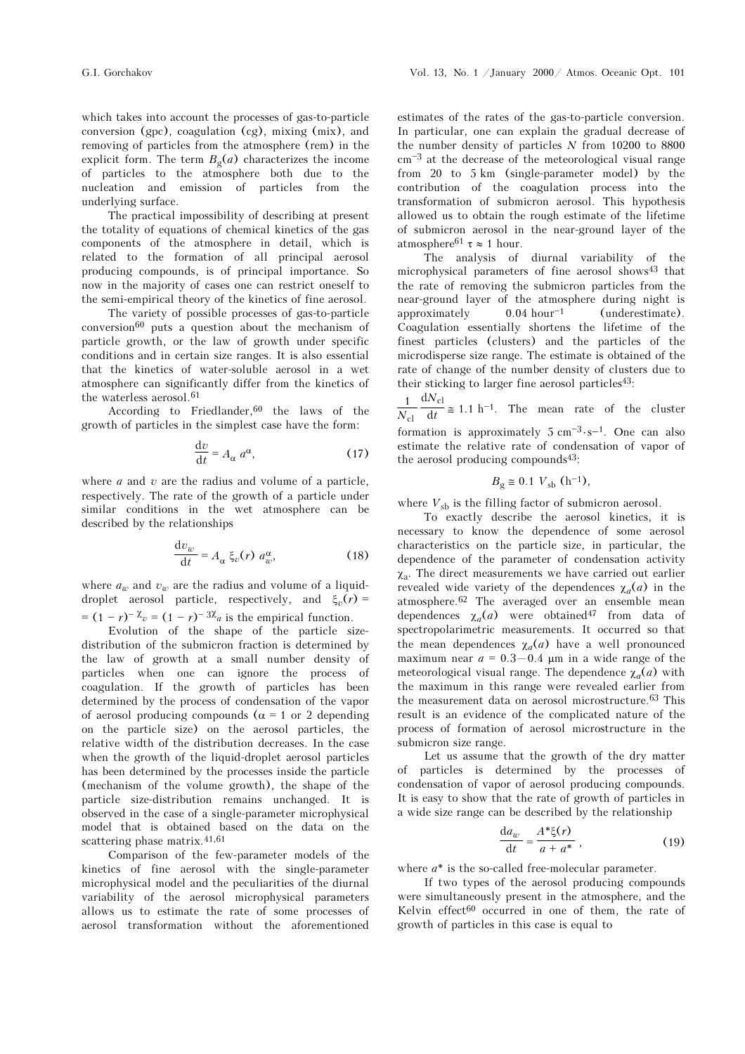which takes into account the processes of gas-to-particle conversion (gpc), coagulation (cg), mixing (mix), and removing of particles from the atmosphere (rem) in the explicit form. The term $B_g(a)$ characterizes the income of particles to the atmosphere both due to the nucleation and emission of particles from the underlying surface.

The practical impossibility of describing at present the totality of equations of chemical kinetics of the gas components of the atmosphere in detail, which is related to the formation of all principal aerosol producing compounds, is of principal importance. So now in the majority of cases one can restrict oneself to the semi-empirical theory of the kinetics of fine aerosol.

The variety of possible processes of gas-to-particle conversion[60] puts a question about the mechanism of particle growth, or the law of growth under specific conditions and in certain size ranges. It is also essential that the kinetics of water-soluble aerosol in a wet atmosphere can significantly differ from the kinetics of the waterless aerosol.[61]

According to Friedlander,[60] the laws of the growth of particles in the simplest case have the form:

$$\frac{dv}{dt} = A_\alpha \, a^\alpha, \tag{17}$$

where $a$ and $v$ are the radius and volume of a particle, respectively. The rate of the growth of a particle under similar conditions in the wet atmosphere can be described by the relationships

$$\frac{dv_w}{dt} = A_\alpha \, \xi_v(r) \, a_w^\alpha, \tag{18}$$

where $a_w$ and $v_w$ are the radius and volume of a liquid-droplet aerosol particle, respectively, and $\xi_v(r) = (1 - r)^{-\chi_v} = (1 - r)^{-3\chi_a}$ is the empirical function.

Evolution of the shape of the particle size-distribution of the submicron fraction is determined by the law of growth at a small number density of particles when one can ignore the process of coagulation. If the growth of particles has been determined by the process of condensation of the vapor of aerosol producing compounds ($\alpha = 1$ or 2 depending on the particle size) on the aerosol particles, the relative width of the distribution decreases. In the case when the growth of the liquid-droplet aerosol particles has been determined by the processes inside the particle (mechanism of the volume growth), the shape of the particle size-distribution remains unchanged. It is observed in the case of a single-parameter microphysical model that is obtained based on the data on the scattering phase matrix.[41,61]

Comparison of the few-parameter models of the kinetics of fine aerosol with the single-parameter microphysical model and the peculiarities of the diurnal variability of the aerosol microphysical parameters allows us to estimate the rate of some processes of aerosol transformation without the aforementioned estimates of the rates of the gas-to-particle conversion. In particular, one can explain the gradual decrease of the number density of particles $N$ from 10200 to 8800 $cm^{-3}$ at the decrease of the meteorological visual range from 20 to 5 km (single-parameter model) by the contribution of the coagulation process into the transformation of submicron aerosol. This hypothesis allowed us to obtain the rough estimate of the lifetime of submicron aerosol in the near-ground layer of the atmosphere[61] $\tau \approx 1$ hour.

The analysis of diurnal variability of the microphysical parameters of fine aerosol shows[43] that the rate of removing the submicron particles from the near-ground layer of the atmosphere during night is approximately $0.04\ hour^{-1}$ (underestimate). Coagulation essentially shortens the lifetime of the finest particles (clusters) and the particles of the microdisperse size range. The estimate is obtained of the rate of change of the number density of clusters due to their sticking to larger fine aerosol particles[43]:

$\frac{1}{N_{cl}} \frac{dN_{cl}}{dt} \cong 1.1\ h^{-1}$. The mean rate of the cluster formation is approximately $5\ cm^{-3} \cdot s^{-1}$. One can also estimate the relative rate of condensation of vapor of the aerosol producing compounds[43]:

$$B_g \cong 0.1\ V_{sb}\ (h^{-1}),$$

where $V_{sb}$ is the filling factor of submicron aerosol.

To exactly describe the aerosol kinetics, it is necessary to know the dependence of some aerosol characteristics on the particle size, in particular, the dependence of the parameter of condensation activity $\chi_a$. The direct measurements we have carried out earlier revealed wide variety of the dependences $\chi_a(a)$ in the atmosphere.[62] The averaged over an ensemble mean dependences $\chi_a(a)$ were obtained[47] from data of spectropolarimetric measurements. It occurred so that the mean dependences $\chi_a(a)$ have a well pronounced maximum near $a = 0.3{-}0.4\ \mu m$ in a wide range of the meteorological visual range. The dependence $\chi_a(a)$ with the maximum in this range were revealed earlier from the measurement data on aerosol microstructure.[63] This result is an evidence of the complicated nature of the process of formation of aerosol microstructure in the submicron size range.

Let us assume that the growth of the dry matter of particles is determined by the processes of condensation of vapor of aerosol producing compounds. It is easy to show that the rate of growth of particles in a wide size range can be described by the relationship

$$\frac{da_w}{dt} = \frac{A^* \xi(r)}{a + a^*}, \tag{19}$$

where $a^*$ is the so-called free-molecular parameter.

If two types of the aerosol producing compounds were simultaneously present in the atmosphere, and the Kelvin effect[60] occurred in one of them, the rate of growth of particles in this case is equal to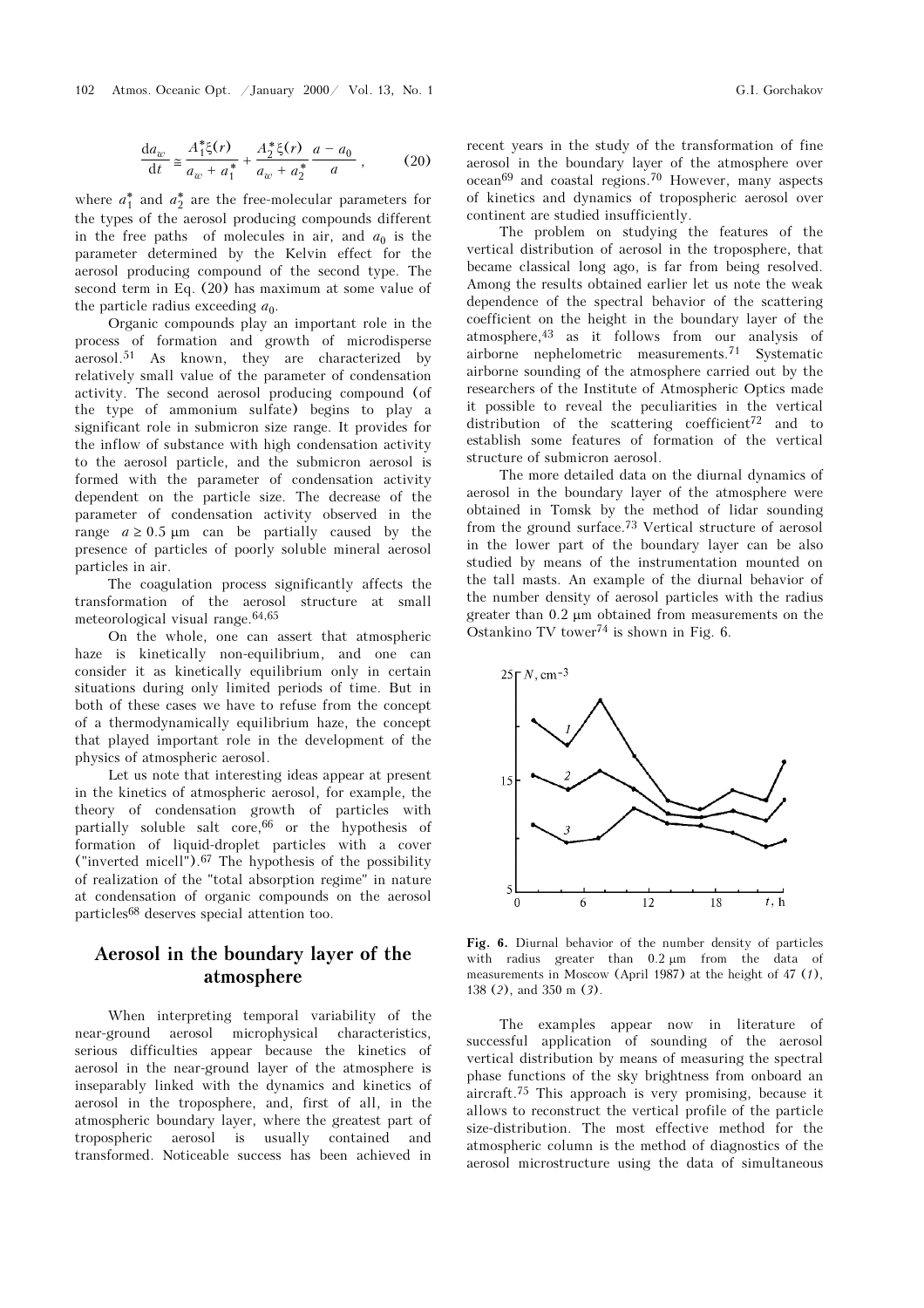$$\frac{da_w}{dt} \cong \frac{A_1^* \xi(r)}{a_w + a_1^*} + \frac{A_2^* \xi(r)}{a_w + a_2^*} \frac{a - a_0}{a}, \qquad (20)$$

where $a_1^*$ and $a_2^*$ are the free-molecular parameters for the types of the aerosol producing compounds different in the free paths of molecules in air, and $a_0$ is the parameter determined by the Kelvin effect for the aerosol producing compound of the second type. The second term in Eq. (20) has maximum at some value of the particle radius exceeding $a_0$.

Organic compounds play an important role in the process of formation and growth of microdisperse aerosol.[51] As known, they are characterized by relatively small value of the parameter of condensation activity. The second aerosol producing compound (of the type of ammonium sulfate) begins to play a significant role in submicron size range. It provides for the inflow of substance with high condensation activity to the aerosol particle, and the submicron aerosol is formed with the parameter of condensation activity dependent on the particle size. The decrease of the parameter of condensation activity observed in the range $a \geq 0.5$ μm can be partially caused by the presence of particles of poorly soluble mineral aerosol particles in air.

The coagulation process significantly affects the transformation of the aerosol structure at small meteorological visual range.[64,65]

On the whole, one can assert that atmospheric haze is kinetically non-equilibrium, and one can consider it as kinetically equilibrium only in certain situations during only limited periods of time. But in both of these cases we have to refuse from the concept of a thermodynamically equilibrium haze, the concept that played important role in the development of the physics of atmospheric aerosol.

Let us note that interesting ideas appear at present in the kinetics of atmospheric aerosol, for example, the theory of condensation growth of particles with partially soluble salt core,[66] or the hypothesis of formation of liquid-droplet particles with a cover ("inverted micell").[67] The hypothesis of the possibility of realization of the "total absorption regime" in nature at condensation of organic compounds on the aerosol particles[68] deserves special attention too.

## Aerosol in the boundary layer of the atmosphere

When interpreting temporal variability of the near-ground aerosol microphysical characteristics, serious difficulties appear because the kinetics of aerosol in the near-ground layer of the atmosphere is inseparably linked with the dynamics and kinetics of aerosol in the troposphere, and, first of all, in the atmospheric boundary layer, where the greatest part of tropospheric aerosol is usually contained and transformed. Noticeable success has been achieved in recent years in the study of the transformation of fine aerosol in the boundary layer of the atmosphere over ocean[69] and coastal regions.[70] However, many aspects of kinetics and dynamics of tropospheric aerosol over continent are studied insufficiently.

The problem on studying the features of the vertical distribution of aerosol in the troposphere, that became classical long ago, is far from being resolved. Among the results obtained earlier let us note the weak dependence of the spectral behavior of the scattering coefficient on the height in the boundary layer of the atmosphere,[43] as it follows from our analysis of airborne nephelometric measurements.[71] Systematic airborne sounding of the atmosphere carried out by the researchers of the Institute of Atmospheric Optics made it possible to reveal the peculiarities in the vertical distribution of the scattering coefficient[72] and to establish some features of formation of the vertical structure of submicron aerosol.

The more detailed data on the diurnal dynamics of aerosol in the boundary layer of the atmosphere were obtained in Tomsk by the method of lidar sounding from the ground surface.[73] Vertical structure of aerosol in the lower part of the boundary layer can be also studied by means of the instrumentation mounted on the tall masts. An example of the diurnal behavior of the number density of aerosol particles with the radius greater than 0.2 μm obtained from measurements on the Ostankino TV tower[74] is shown in Fig. 6.

**Fig. 6.** Diurnal behavior of the number density of particles with radius greater than 0.2 μm from the data of measurements in Moscow (April 1987) at the height of 47 (*1*), 138 (*2*), and 350 m (*3*).

The examples appear now in literature of successful application of sounding of the aerosol vertical distribution by means of measuring the spectral phase functions of the sky brightness from onboard an aircraft.[75] This approach is very promising, because it allows to reconstruct the vertical profile of the particle size-distribution. The most effective method for the atmospheric column is the method of diagnostics of the aerosol microstructure using the data of simultaneous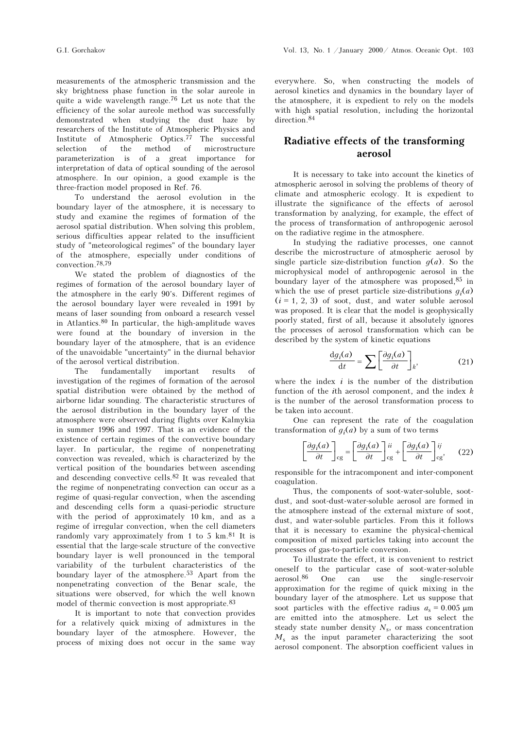measurements of the atmospheric transmission and the sky brightness phase function in the solar aureole in quite a wide wavelength range.[76] Let us note that the efficiency of the solar aureole method was successfully demonstrated when studying the dust haze by researchers of the Institute of Atmospheric Physics and Institute of Atmospheric Optics.[77] The successful selection of the method of microstructure parameterization is of a great importance for interpretation of data of optical sounding of the aerosol atmosphere. In our opinion, a good example is the three-fraction model proposed in Ref. 76.

To understand the aerosol evolution in the boundary layer of the atmosphere, it is necessary to study and examine the regimes of formation of the aerosol spatial distribution. When solving this problem, serious difficulties appear related to the insufficient study of "meteorological regimes" of the boundary layer of the atmosphere, especially under conditions of convection.[78,79]

We stated the problem of diagnostics of the regimes of formation of the aerosol boundary layer of the atmosphere in the early 90's. Different regimes of the aerosol boundary layer were revealed in 1991 by means of laser sounding from onboard a research vessel in Atlantics.[80] In particular, the high-amplitude waves were found at the boundary of inversion in the boundary layer of the atmosphere, that is an evidence of the unavoidable "uncertainty" in the diurnal behavior of the aerosol vertical distribution.

The fundamentally important results of investigation of the regimes of formation of the aerosol spatial distribution were obtained by the method of airborne lidar sounding. The characteristic structures of the aerosol distribution in the boundary layer of the atmosphere were observed during flights over Kalmykia in summer 1996 and 1997. That is an evidence of the existence of certain regimes of the convective boundary layer. In particular, the regime of nonpenetrating convection was revealed, which is characterized by the vertical position of the boundaries between ascending and descending convective cells.[82] It was revealed that the regime of nonpenetrating convection can occur as a regime of quasi-regular convection, when the ascending and descending cells form a quasi-periodic structure with the period of approximately 10 km, and as a regime of irregular convection, when the cell diameters randomly vary approximately from 1 to 5 km.[81] It is essential that the large-scale structure of the convective boundary layer is well pronounced in the temporal variability of the turbulent characteristics of the boundary layer of the atmosphere.[53] Apart from the nonpenetrating convection of the Benar scale, the situations were observed, for which the well known model of thermic convection is most appropriate.[83]

It is important to note that convection provides for a relatively quick mixing of admixtures in the boundary layer of the atmosphere. However, the process of mixing does not occur in the same way everywhere. So, when constructing the models of aerosol kinetics and dynamics in the boundary layer of the atmosphere, it is expedient to rely on the models with high spatial resolution, including the horizontal direction.[84]

## Radiative effects of the transforming aerosol

It is necessary to take into account the kinetics of atmospheric aerosol in solving the problems of theory of climate and atmospheric ecology. It is expedient to illustrate the significance of the effects of aerosol transformation by analyzing, for example, the effect of the process of transformation of anthropogenic aerosol on the radiative regime in the atmosphere.

In studying the radiative processes, one cannot describe the microstructure of atmospheric aerosol by single particle size-distribution function $g(a)$. So the microphysical model of anthropogenic aerosol in the boundary layer of the atmosphere was proposed,[85] in which the use of preset particle size-distributions $g_i(a)$ $(i = 1, 2, 3)$ of soot, dust, and water soluble aerosol was proposed. It is clear that the model is geophysically poorly stated, first of all, because it absolutely ignores the processes of aerosol transformation which can be described by the system of kinetic equations

$$\frac{dg_i(a)}{dt} = \sum \left[\frac{\partial g_i(a)}{\partial t}\right]_k, \tag{21}$$

where the index $i$ is the number of the distribution function of the $i$th aerosol component, and the index $k$ is the number of the aerosol transformation process to be taken into account.

One can represent the rate of the coagulation transformation of $g_i(a)$ by a sum of two terms

$$\left[\frac{\partial g_i(a)}{\partial t}\right]_{\text{cg}} = \left[\frac{\partial g_i(a)}{\partial t}\right]^{ii}_{\text{cg}} + \left[\frac{\partial g_i(a)}{\partial t}\right]^{ij}_{\text{cg}}, \tag{22}$$

responsible for the intracomponent and inter-component coagulation.

Thus, the components of soot-water-soluble, soot-dust, and soot-dust-water-soluble aerosol are formed in the atmosphere instead of the external mixture of soot, dust, and water-soluble particles. From this it follows that it is necessary to examine the physical-chemical composition of mixed particles taking into account the processes of gas-to-particle conversion.

To illustrate the effect, it is convenient to restrict oneself to the particular case of soot-water-soluble aerosol.[86] One can use the single-reservoir approximation for the regime of quick mixing in the boundary layer of the atmosphere. Let us suppose that soot particles with the effective radius $a_s = 0.005$ μm are emitted into the atmosphere. Let us select the steady state number density $N_s$, or mass concentration $M_s$ as the input parameter characterizing the soot aerosol component. The absorption coefficient values in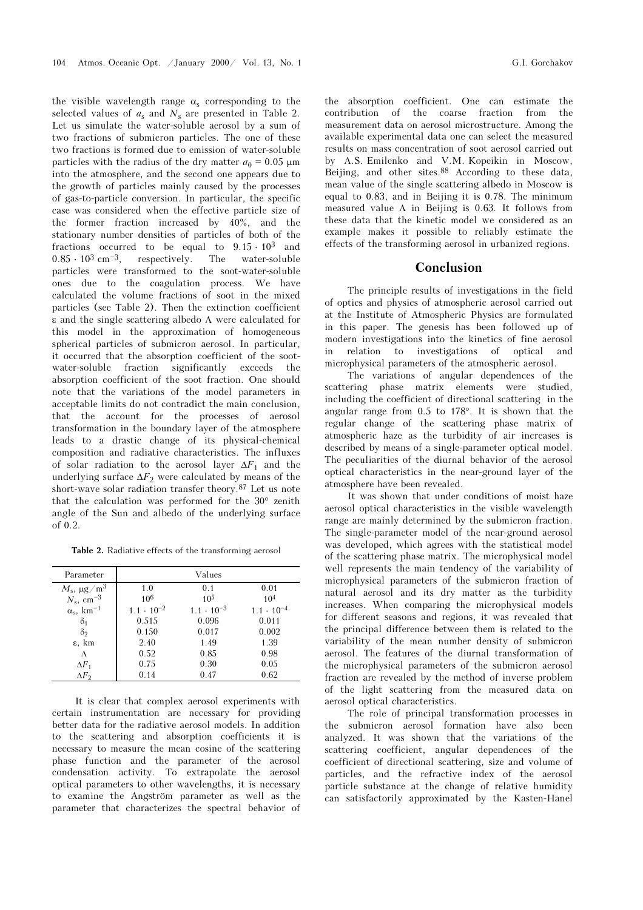the visible wavelength range $\alpha_s$ corresponding to the selected values of $a_s$ and $N_s$ are presented in Table 2. Let us simulate the water-soluble aerosol by a sum of two fractions of submicron particles. The one of these two fractions is formed due to emission of water-soluble particles with the radius of the dry matter $a_0 = 0.05$ μm into the atmosphere, and the second one appears due to the growth of particles mainly caused by the processes of gas-to-particle conversion. In particular, the specific case was considered when the effective particle size of the former fraction increased by 40%, and the stationary number densities of particles of both of the fractions occurred to be equal to $9.15 \cdot 10^3$ and $0.85 \cdot 10^3$ cm$^{-3}$, respectively. The water-soluble particles were transformed to the soot-water-soluble ones due to the coagulation process. We have calculated the volume fractions of soot in the mixed particles (see Table 2). Then the extinction coefficient $\varepsilon$ and the single scattering albedo $\Lambda$ were calculated for this model in the approximation of homogeneous spherical particles of submicron aerosol. In particular, it occurred that the absorption coefficient of the soot-water-soluble fraction significantly exceeds the absorption coefficient of the soot fraction. One should note that the variations of the model parameters in acceptable limits do not contradict the main conclusion, that the account for the processes of aerosol transformation in the boundary layer of the atmosphere leads to a drastic change of its physical-chemical composition and radiative characteristics. The influxes of solar radiation to the aerosol layer $\Delta F_1$ and the underlying surface $\Delta F_2$ were calculated by means of the short-wave solar radiation transfer theory.[87] Let us note that the calculation was performed for the 30° zenith angle of the Sun and albedo of the underlying surface of 0.2.

**Table 2.** Radiative effects of the transforming aerosol

| Parameter | Values | | |
|---|---|---|---|
| $M_s$, μg/m$^3$ | 1.0 | 0.1 | 0.01 |
| $N_s$, cm$^{-3}$ | $10^6$ | $10^5$ | $10^4$ |
| $\alpha_s$, km$^{-1}$ | $1.1 \cdot 10^{-2}$ | $1.1 \cdot 10^{-3}$ | $1.1 \cdot 10^{-4}$ |
| $\delta_1$ | 0.515 | 0.096 | 0.011 |
| $\delta_2$ | 0.150 | 0.017 | 0.002 |
| $\varepsilon$, km | 2.40 | 1.49 | 1.39 |
| $\Lambda$ | 0.52 | 0.85 | 0.98 |
| $\Delta F_1$ | 0.75 | 0.30 | 0.05 |
| $\Delta F_2$ | 0.14 | 0.47 | 0.62 |

It is clear that complex aerosol experiments with certain instrumentation are necessary for providing better data for the radiative aerosol models. In addition to the scattering and absorption coefficients it is necessary to measure the mean cosine of the scattering phase function and the parameter of the aerosol condensation activity. To extrapolate the aerosol optical parameters to other wavelengths, it is necessary to examine the Angström parameter as well as the parameter that characterizes the spectral behavior of the absorption coefficient. One can estimate the contribution of the coarse fraction from the measurement data on aerosol microstructure. Among the available experimental data one can select the measured results on mass concentration of soot aerosol carried out by A.S. Emilenko and V.M. Kopeikin in Moscow, Beijing, and other sites.[88] According to these data, mean value of the single scattering albedo in Moscow is equal to 0.83, and in Beijing it is 0.78. The minimum measured value $\Lambda$ in Beijing is 0.63. It follows from these data that the kinetic model we considered as an example makes it possible to reliably estimate the effects of the transforming aerosol in urbanized regions.

## Conclusion

The principle results of investigations in the field of optics and physics of atmospheric aerosol carried out at the Institute of Atmospheric Physics are formulated in this paper. The genesis has been followed up of modern investigations into the kinetics of fine aerosol in relation to investigations of optical and microphysical parameters of the atmospheric aerosol.

The variations of angular dependences of the scattering phase matrix elements were studied, including the coefficient of directional scattering in the angular range from 0.5 to 178°. It is shown that the regular change of the scattering phase matrix of atmospheric haze as the turbidity of air increases is described by means of a single-parameter optical model. The peculiarities of the diurnal behavior of the aerosol optical characteristics in the near-ground layer of the atmosphere have been revealed.

It was shown that under conditions of moist haze aerosol optical characteristics in the visible wavelength range are mainly determined by the submicron fraction. The single-parameter model of the near-ground aerosol was developed, which agrees with the statistical model of the scattering phase matrix. The microphysical model well represents the main tendency of the variability of microphysical parameters of the submicron fraction of natural aerosol and its dry matter as the turbidity increases. When comparing the microphysical models for different seasons and regions, it was revealed that the principal difference between them is related to the variability of the mean number density of submicron aerosol. The features of the diurnal transformation of the microphysical parameters of the submicron aerosol fraction are revealed by the method of inverse problem of the light scattering from the measured data on aerosol optical characteristics.

The role of principal transformation processes in the submicron aerosol formation have also been analyzed. It was shown that the variations of the scattering coefficient, angular dependences of the coefficient of directional scattering, size and volume of particles, and the refractive index of the aerosol particle substance at the change of relative humidity can satisfactorily approximated by the Kasten-Hanel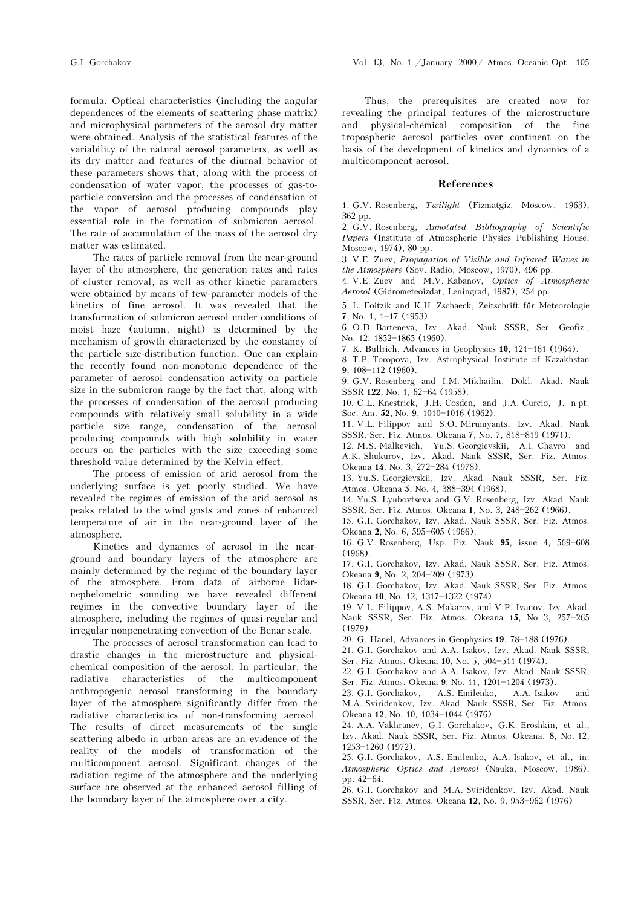formula. Optical characteristics (including the angular dependences of the elements of scattering phase matrix) and microphysical parameters of the aerosol dry matter were obtained. Analysis of the statistical features of the variability of the natural aerosol parameters, as well as its dry matter and features of the diurnal behavior of these parameters shows that, along with the process of condensation of water vapor, the processes of gas-to-particle conversion and the processes of condensation of the vapor of aerosol producing compounds play essential role in the formation of submicron aerosol. The rate of accumulation of the mass of the aerosol dry matter was estimated.

The rates of particle removal from the near-ground layer of the atmosphere, the generation rates and rates of cluster removal, as well as other kinetic parameters were obtained by means of few-parameter models of the kinetics of fine aerosol. It was revealed that the transformation of submicron aerosol under conditions of moist haze (autumn, night) is determined by the mechanism of growth characterized by the constancy of the particle size-distribution function. One can explain the recently found non-monotonic dependence of the parameter of aerosol condensation activity on particle size in the submicron range by the fact that, along with the processes of condensation of the aerosol producing compounds with relatively small solubility in a wide particle size range, condensation of the aerosol producing compounds with high solubility in water occurs on the particles with the size exceeding some threshold value determined by the Kelvin effect.

The process of emission of arid aerosol from the underlying surface is yet poorly studied. We have revealed the regimes of emission of the arid aerosol as peaks related to the wind gusts and zones of enhanced temperature of air in the near-ground layer of the atmosphere.

Kinetics and dynamics of aerosol in the near-ground and boundary layers of the atmosphere are mainly determined by the regime of the boundary layer of the atmosphere. From data of airborne lidar-nephelometric sounding we have revealed different regimes in the convective boundary layer of the atmosphere, including the regimes of quasi-regular and irregular nonpenetrating convection of the Benar scale.

The processes of aerosol transformation can lead to drastic changes in the microstructure and physical-chemical composition of the aerosol. In particular, the radiative characteristics of the multicomponent anthropogenic aerosol transforming in the boundary layer of the atmosphere significantly differ from the radiative characteristics of non-transforming aerosol. The results of direct measurements of the single scattering albedo in urban areas are an evidence of the reality of the models of transformation of the multicomponent aerosol. Significant changes of the radiation regime of the atmosphere and the underlying surface are observed at the enhanced aerosol filling of the boundary layer of the atmosphere over a city.

Thus, the prerequisites are created now for revealing the principal features of the microstructure and physical-chemical composition of the fine tropospheric aerosol particles over continent on the basis of the development of kinetics and dynamics of a multicomponent aerosol.

## References

1. G.V. Rosenberg, *Twilight* (Fizmatgiz, Moscow, 1963), 362 pp.
2. G.V. Rosenberg, *Annotated Bibliography of Scientific Papers* (Institute of Atmospheric Physics Publishing House, Moscow, 1974), 80 pp.
3. V.E. Zuev, *Propagation of Visible and Infrared Waves in the Atmosphere* (Sov. Radio, Moscow, 1970), 496 pp.
4. V.E. Zuev and M.V. Kabanov, *Optics of Atmospheric Aerosol* (Gidrometeoizdat, Leningrad, 1987), 254 pp.
5. L. Foitzik and K.H. Zschaeck, Zeitschrift für Meteorologie **7**, No. 1, 1–17 (1953).
6. O.D. Barteneva, Izv. Akad. Nauk SSSR, Ser. Geofiz., No. 12, 1852–1865 (1960).
7. K. Bullrich, Advances in Geophysics **10**, 121–161 (1964).
8. T.P. Toropova, Izv. Astrophysical Institute of Kazakhstan **9**, 108–112 (1960).
9. G.V. Rosenberg and I.M. Mikhailin, Dokl. Akad. Nauk SSSR **122**, No. 1, 62–64 (1958).
10. C.L. Knestrick, J.H. Cosden, and J.A. Curcio, J. n pt. Soc. Am. **52**, No. 9, 1010–1016 (1962).
11. V.L. Filippov and S.O. Mirumyants, Izv. Akad. Nauk SSSR, Ser. Fiz. Atmos. Okeana **7**, No. 7, 818–819 (1971).
12. M.S. Malkevich, Yu.S. Georgievskii, A.I. Chavro and A.K. Shukurov, Izv. Akad. Nauk SSSR, Ser. Fiz. Atmos. Okeana **14**, No. 3, 272–284 (1978).
13. Yu.S. Georgievskii, Izv. Akad. Nauk SSSR, Ser. Fiz. Atmos. Okeana **5**, No. 4, 388–394 (1968).
14. Yu.S. Lyubovtseva and G.V. Rosenberg, Izv. Akad. Nauk SSSR, Ser. Fiz. Atmos. Okeana **1**, No. 3, 248–262 (1966).
15. G.I. Gorchakov, Izv. Akad. Nauk SSSR, Ser. Fiz. Atmos. Okeana **2**, No. 6, 595–605 (1966).
16. G.V. Rosenberg, Usp. Fiz. Nauk **95**, issue 4, 569–608 (1968).
17. G.I. Gorchakov, Izv. Akad. Nauk SSSR, Ser. Fiz. Atmos. Okeana **9**, No. 2, 204–209 (1973).
18. G.I. Gorchakov, Izv. Akad. Nauk SSSR, Ser. Fiz. Atmos. Okeana **10**, No. 12, 1317–1322 (1974).
19. V.L. Filippov, A.S. Makarov, and V.P. Ivanov, Izv. Akad. Nauk SSSR, Ser. Fiz. Atmos. Okeana **15**, No. 3, 257–265 (1979).
20. G. Hanel, Advances in Geophysics **19**, 78–188 (1976).
21. G.I. Gorchakov and A.A. Isakov, Izv. Akad. Nauk SSSR, Ser. Fiz. Atmos. Okeana **10**, No. 5, 504–511 (1974).
22. G.I. Gorchakov and A.A. Isakov, Izv. Akad. Nauk SSSR, Ser. Fiz. Atmos. Okeana **9**, No. 11, 1201–1204 (1973).
23. G.I. Gorchakov, A.S. Emilenko, A.A. Isakov and M.A. Sviridenkov, Izv. Akad. Nauk SSSR, Ser. Fiz. Atmos. Okeana **12**, No. 10, 1034–1044 (1976).
24. A.A. Vakhranev, G.I. Gorchakov, G.K. Eroshkin, et al., Izv. Akad. Nauk SSSR, Ser. Fiz. Atmos. Okeana. **8**, No. 12, 1253–1260 (1972).
25. G.I. Gorchakov, A.S. Emilenko, A.A. Isakov, et al., in: *Atmospheric Optics and Aerosol* (Nauka, Moscow, 1986), pp. 42–64.
26. G.I. Gorchakov and M.A. Sviridenkov. Izv. Akad. Nauk SSSR, Ser. Fiz. Atmos. Okeana **12**, No. 9, 953–962 (1976)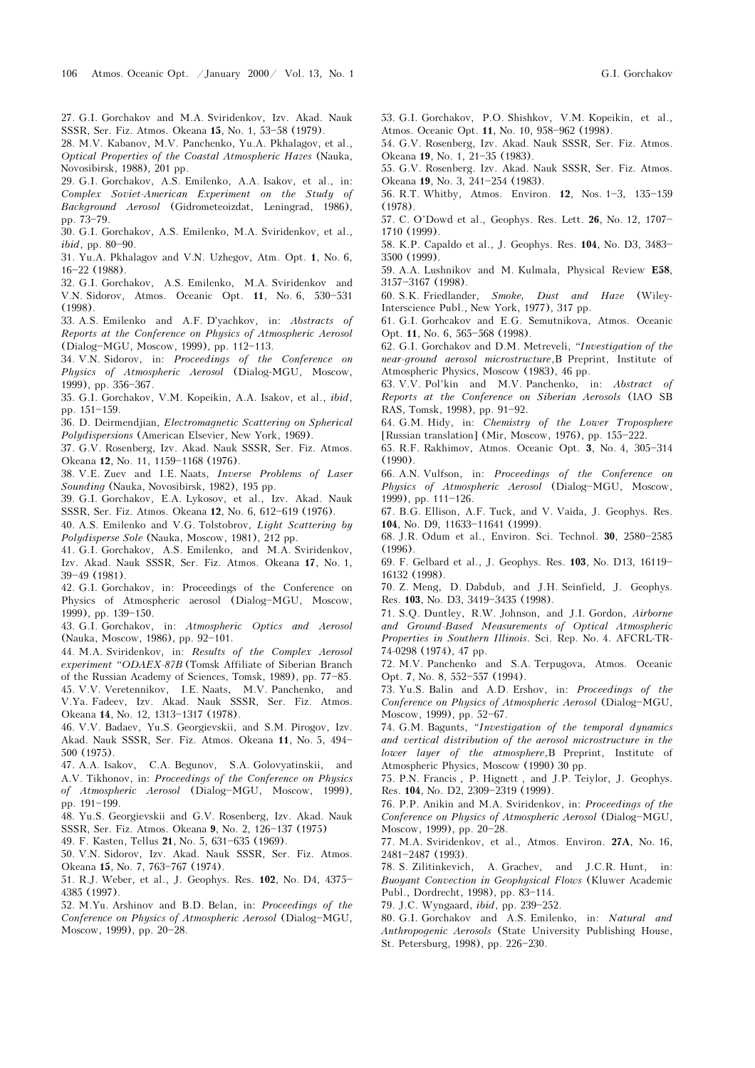27. G.I. Gorchakov and M.A. Sviridenkov, Izv. Akad. Nauk SSSR, Ser. Fiz. Atmos. Okeana **15**, No. 1, 53–58 (1979).

28. M.V. Kabanov, M.V. Panchenko, Yu.A. Pkhalagov, et al., *Optical Properties of the Coastal Atmospheric Hazes* (Nauka, Novosibirsk, 1988), 201 pp.

29. G.I. Gorchakov, A.S. Emilenko, A.A. Isakov, et al., in: *Complex Soviet-American Experiment on the Study of Background Aerosol* (Gidrometeoizdat, Leningrad, 1986), pp. 73–79.

30. G.I. Gorchakov, A.S. Emilenko, M.A. Sviridenkov, et al., *ibid*, pp. 80–90.

31. Yu.A. Pkhalagov and V.N. Uzhegov, Atm. Opt. **1**, No. 6, 16–22 (1988).

32. G.I. Gorchakov, A.S. Emilenko, M.A. Sviridenkov and V.N. Sidorov, Atmos. Oceanic Opt. **11**, No. 6, 530–531 (1998).

33. A.S. Emilenko and A.F. D'yachkov, in: *Abstracts of Reports at the Conference on Physics of Atmospheric Aerosol* (Dialog-MGU, Moscow, 1999), pp. 112–113.

34. V.N. Sidorov, in: *Proceedings of the Conference on Physics of Atmospheric Aerosol* (Dialog-MGU, Moscow, 1999), pp. 356–367.

35. G.I. Gorchakov, V.M. Kopeikin, A.A. Isakov, et al., *ibid*, pp. 151–159.

36. D. Deirmendjian, *Electromagnetic Scattering on Spherical Polydispersions* (American Elsevier, New York, 1969).

37. G.V. Rosenberg, Izv. Akad. Nauk SSSR, Ser. Fiz. Atmos. Okeana **12**, No. 11, 1159–1168 (1976).

38. V.E. Zuev and I.E. Naats, *Inverse Problems of Laser Sounding* (Nauka, Novosibirsk, 1982), 195 pp.

39. G.I. Gorchakov, E.A. Lykosov, et al., Izv. Akad. Nauk SSSR, Ser. Fiz. Atmos. Okeana **12**, No. 6, 612–619 (1976).

40. A.S. Emilenko and V.G. Tolstobrov, *Light Scattering by Polydisperse Sole* (Nauka, Moscow, 1981), 212 pp.

41. G.I. Gorchakov, A.S. Emilenko, and M.A. Sviridenkov, Izv. Akad. Nauk SSSR, Ser. Fiz. Atmos. Okeana **17**, No. 1, 39–49 (1981).

42. G.I. Gorchakov, in: Proceedings of the Conference on Physics of Atmospheric aerosol (Dialog-MGU, Moscow, 1999), pp. 139–150.

43. G.I. Gorchakov, in: *Atmospheric Optics and Aerosol* (Nauka, Moscow, 1986), pp. 92–101.

44. M.A. Sviridenkov, in: *Results of the Complex Aerosol experiment "ODAEX-87B* (Tomsk Affiliate of Siberian Branch of the Russian Academy of Sciences, Tomsk, 1989), pp. 77–85.

45. V.V. Veretennikov, I.E. Naats, M.V. Panchenko, and V.Ya. Fadeev, Izv. Akad. Nauk SSSR, Ser. Fiz. Atmos. Okeana **14**, No. 12, 1313–1317 (1978).

46. V.V. Badaev, Yu.S. Georgievskii, and S.M. Pirogov, Izv. Akad. Nauk SSSR, Ser. Fiz. Atmos. Okeana **11**, No. 5, 494–500 (1975).

47. A.A. Isakov, C.A. Begunov, S.A. Golovyatinskii, and A.V. Tikhonov, in: *Proceedings of the Conference on Physics of Atmospheric Aerosol* (Dialog-MGU, Moscow, 1999), pp. 191–199.

48. Yu.S. Georgievskii and G.V. Rosenberg, Izv. Akad. Nauk SSSR, Ser. Fiz. Atmos. Okeana **9**, No. 2, 126–137 (1975)

49. F. Kasten, Tellus **21**, No. 5, 631–635 (1969).

50. V.N. Sidorov, Izv. Akad. Nauk SSSR, Ser. Fiz. Atmos. Okeana **15**, No. 7, 763–767 (1974).

51. R.J. Weber, et al., J. Geophys. Res. **102**, No. D4, 4375–4385 (1997).

52. M.Yu. Arshinov and B.D. Belan, in: *Proceedings of the Conference on Physics of Atmospheric Aerosol* (Dialog-MGU, Moscow, 1999), pp. 20–28.

53. G.I. Gorchakov, P.O. Shishkov, V.M. Kopeikin, et al., Atmos. Oceanic Opt. **11**, No. 10, 958–962 (1998).

54. G.V. Rosenberg, Izv. Akad. Nauk SSSR, Ser. Fiz. Atmos. Okeana **19**, No. 1, 21–35 (1983).

55. G.V. Rosenberg. Izv. Akad. Nauk SSSR, Ser. Fiz. Atmos. Okeana **19**, No. 3, 241–254 (1983).

56. R.T. Whitby, Atmos. Environ. **12**, Nos. 1–3, 135–159 (1978).

57. C. O'Dowd et al., Geophys. Res. Lett. **26**, No. 12, 1707–1710 (1999).

58. K.P. Capaldo et al., J. Geophys. Res. **104**, No. D3, 3483–3500 (1999).

59. A.A. Lushnikov and M. Kulmala, Physical Review **E58**, 3157–3167 (1998).

60. S.K. Friedlander, *Smoke, Dust and Haze* (Wiley-Interscience Publ., New York, 1977), 317 pp.

61. G.I. Gorhcakov and E.G. Semutnikova, Atmos. Oceanic Opt. **11**, No. 6, 565–568 (1998).

62. G.I. Gorchakov and D.M. Metreveli, "*Investigation of the near-ground aerosol microstructure*,B Preprint, Institute of Atmospheric Physics, Moscow (1983), 46 pp.

63. V.V. Pol'kin and M.V. Panchenko, in: *Abstract of Reports at the Conference on Siberian Aerosols* (IAO SB RAS, Tomsk, 1998), pp. 91–92.

64. G.M. Hidy, in: *Chemistry of the Lower Troposphere* [Russian translation] (Mir, Moscow, 1976), pp. 155–222.

65. R.F. Rakhimov, Atmos. Oceanic Opt. **3**, No. 4, 305–314 (1990).

66. A.N. Vulfson, in: *Proceedings of the Conference on Physics of Atmospheric Aerosol* (Dialog-MGU, Moscow, 1999), pp. 111–126.

67. B.G. Ellison, A.F. Tuck, and V. Vaida, J. Geophys. Res. **104**, No. D9, 11633–11641 (1999).

68. J.R. Odum et al., Environ. Sci. Technol. **30**, 2580–2585 (1996).

69. F. Gelbard et al., J. Geophys. Res. **103**, No. D13, 16119–16132 (1998).

70. Z. Meng, D. Dabdub, and J.H. Seinfield, J. Geophys. Res. **103**, No. D3, 3419–3435 (1998).

71. S.Q. Duntley, R.W. Johnson, and J.I. Gordon, *Airborne and Ground-Based Measurements of Optical Atmospheric Properties in Southern Illinois*. Sci. Rep. No. 4. AFCRL-TR-74-0298 (1974), 47 pp.

72. M.V. Panchenko and S.A. Terpugova, Atmos. Oceanic Opt. **7**, No. 8, 552–557 (1994).

73. Yu.S. Balin and A.D. Ershov, in: *Proceedings of the Conference on Physics of Atmospheric Aerosol* (Dialog-MGU, Moscow, 1999), pp. 52–67.

74. G.M. Bagunts, "*Investigation of the temporal dynamics and vertical distribution of the aerosol microstructure in the lower layer of the atmosphere*,B Preprint, Institute of Atmospheric Physics, Moscow (1990) 30 pp.

75. P.N. Francis , P. Hignett , and J.P. Teiylor, J. Geophys. Res. **104**, No. D2, 2309–2319 (1999).

76. P.P. Anikin and M.A. Sviridenkov, in: *Proceedings of the Conference on Physics of Atmospheric Aerosol* (Dialog-MGU, Moscow, 1999), pp. 20–28.

77. M.A. Sviridenkov, et al., Atmos. Environ. **27A**, No. 16, 2481–2487 (1993).

78. S. Zilitinkevich, A. Grachev, and J.C.R. Hunt, in: *Buoyant Convection in Geophysical Flows* (Kluwer Academic Publ., Dordrecht, 1998), pp. 83–114.

79. J.C. Wyngaard, *ibid*, pp. 239–252.

80. G.I. Gorchakov and A.S. Emilenko, in: *Natural and Anthropogenic Aerosols* (State University Publishing House, St. Petersburg, 1998), pp. 226–230.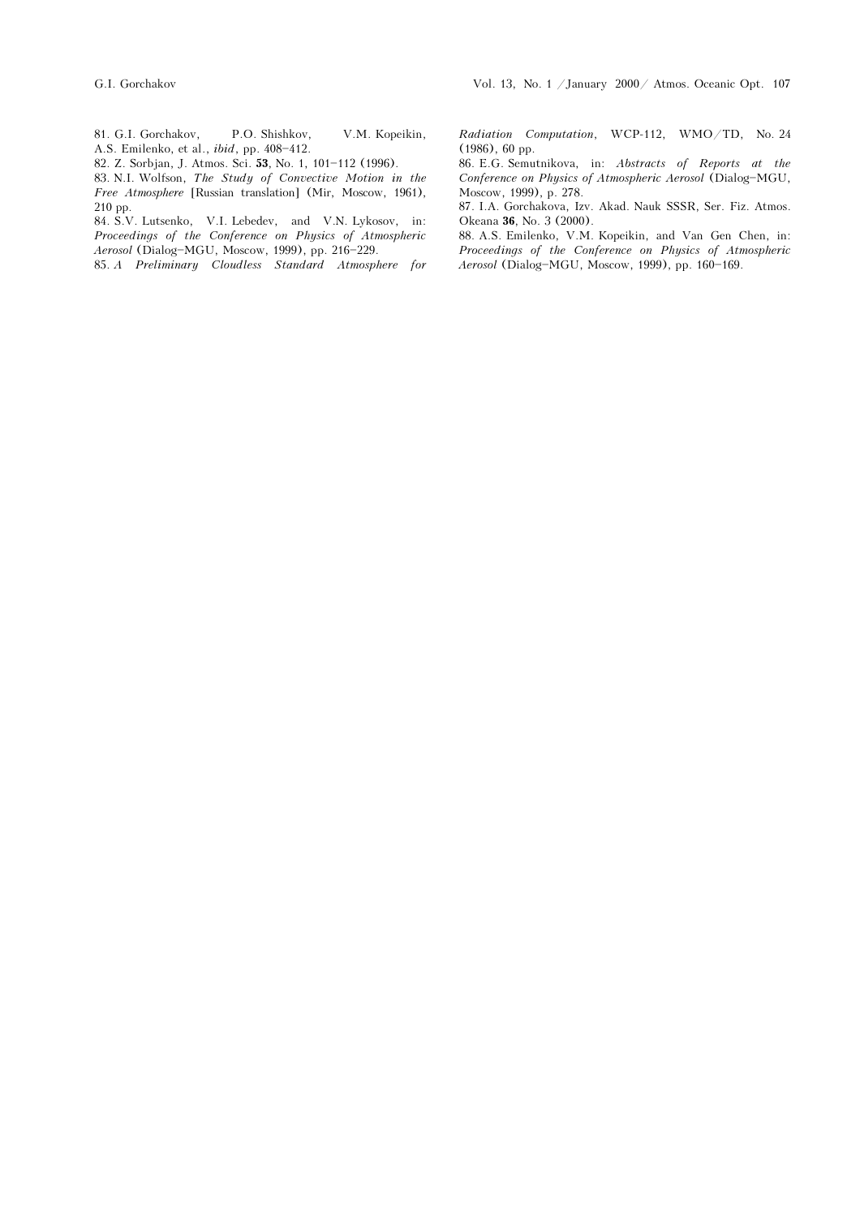81. G.I. Gorchakov, P.O. Shishkov, V.M. Kopeikin, A.S. Emilenko, et al., *ibid*, pp. 408–412.

82. Z. Sorbjan, J. Atmos. Sci. **53**, No. 1, 101–112 (1996).

83. N.I. Wolfson, *The Study of Convective Motion in the Free Atmosphere* [Russian translation] (Mir, Moscow, 1961), 210 pp.

84. S.V. Lutsenko, V.I. Lebedev, and V.N. Lykosov, in: *Proceedings of the Conference on Physics of Atmospheric Aerosol* (Dialog–MGU, Moscow, 1999), pp. 216–229.

85. *A Preliminary Cloudless Standard Atmosphere for Radiation Computation*, WCP-112, WMO/TD, No. 24 (1986), 60 pp.

86. E.G. Semutnikova, in: *Abstracts of Reports at the Conference on Physics of Atmospheric Aerosol* (Dialog–MGU, Moscow, 1999), p. 278.

87. I.A. Gorchakova, Izv. Akad. Nauk SSSR, Ser. Fiz. Atmos. Okeana **36**, No. 3 (2000).

88. A.S. Emilenko, V.M. Kopeikin, and Van Gen Chen, in: *Proceedings of the Conference on Physics of Atmospheric Aerosol* (Dialog–MGU, Moscow, 1999), pp. 160–169.